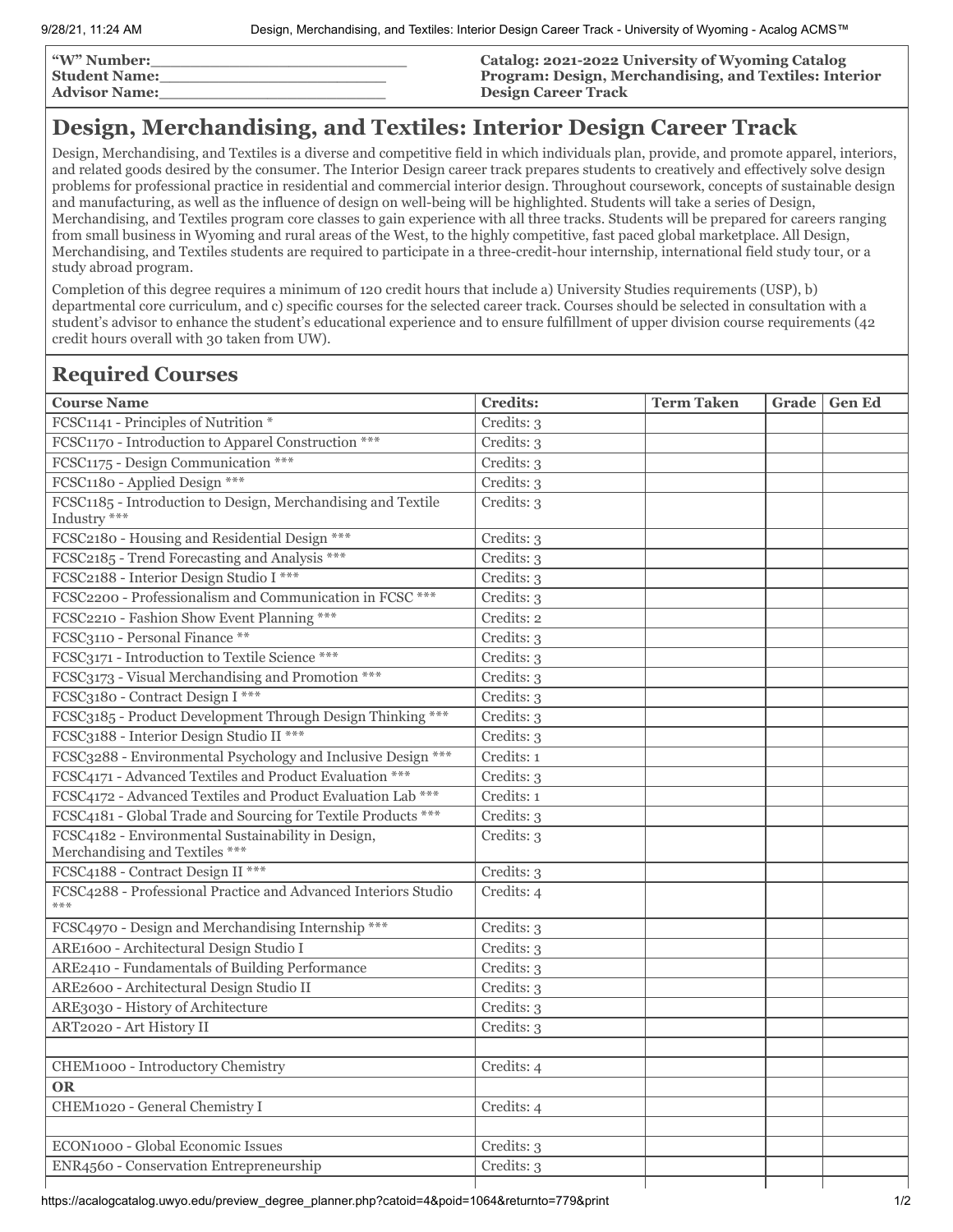**"W" Number:**\_\_\_\_\_\_\_\_\_\_\_\_\_\_\_\_\_\_\_\_\_\_\_\_\_\_
**Student Name:**\_\_\_\_\_\_\_\_\_\_\_\_\_\_\_\_\_\_\_\_\_\_\_\_
**Advisor Name:**\_\_\_\_\_\_\_\_\_\_\_\_\_\_\_\_\_\_\_\_\_\_\_\_

**Catalog: 2021-2022 University of Wyoming Catalog**
**Program: Design, Merchandising, and Textiles: Interior Design Career Track**

# Design, Merchandising, and Textiles: Interior Design Career Track

Design, Merchandising, and Textiles is a diverse and competitive field in which individuals plan, provide, and promote apparel, interiors, and related goods desired by the consumer. The Interior Design career track prepares students to creatively and effectively solve design problems for professional practice in residential and commercial interior design. Throughout coursework, concepts of sustainable design and manufacturing, as well as the influence of design on well-being will be highlighted. Students will take a series of Design, Merchandising, and Textiles program core classes to gain experience with all three tracks. Students will be prepared for careers ranging from small business in Wyoming and rural areas of the West, to the highly competitive, fast paced global marketplace. All Design, Merchandising, and Textiles students are required to participate in a three-credit-hour internship, international field study tour, or a study abroad program.

Completion of this degree requires a minimum of 120 credit hours that include a) University Studies requirements (USP), b) departmental core curriculum, and c) specific courses for the selected career track. Courses should be selected in consultation with a student's advisor to enhance the student's educational experience and to ensure fulfillment of upper division course requirements (42 credit hours overall with 30 taken from UW).

## Required Courses

| Course Name | Credits: | Term Taken | Grade | Gen Ed |
|---|---|---|---|---|
| FCSC1141 - Principles of Nutrition * | Credits: 3 | | | |
| FCSC1170 - Introduction to Apparel Construction *** | Credits: 3 | | | |
| FCSC1175 - Design Communication *** | Credits: 3 | | | |
| FCSC1180 - Applied Design *** | Credits: 3 | | | |
| FCSC1185 - Introduction to Design, Merchandising and Textile Industry *** | Credits: 3 | | | |
| FCSC2180 - Housing and Residential Design *** | Credits: 3 | | | |
| FCSC2185 - Trend Forecasting and Analysis *** | Credits: 3 | | | |
| FCSC2188 - Interior Design Studio I *** | Credits: 3 | | | |
| FCSC2200 - Professionalism and Communication in FCSC *** | Credits: 3 | | | |
| FCSC2210 - Fashion Show Event Planning *** | Credits: 2 | | | |
| FCSC3110 - Personal Finance ** | Credits: 3 | | | |
| FCSC3171 - Introduction to Textile Science *** | Credits: 3 | | | |
| FCSC3173 - Visual Merchandising and Promotion *** | Credits: 3 | | | |
| FCSC3180 - Contract Design I *** | Credits: 3 | | | |
| FCSC3185 - Product Development Through Design Thinking *** | Credits: 3 | | | |
| FCSC3188 - Interior Design Studio II *** | Credits: 3 | | | |
| FCSC3288 - Environmental Psychology and Inclusive Design *** | Credits: 1 | | | |
| FCSC4171 - Advanced Textiles and Product Evaluation *** | Credits: 3 | | | |
| FCSC4172 - Advanced Textiles and Product Evaluation Lab *** | Credits: 1 | | | |
| FCSC4181 - Global Trade and Sourcing for Textile Products *** | Credits: 3 | | | |
| FCSC4182 - Environmental Sustainability in Design, Merchandising and Textiles *** | Credits: 3 | | | |
| FCSC4188 - Contract Design II *** | Credits: 3 | | | |
| FCSC4288 - Professional Practice and Advanced Interiors Studio *** | Credits: 4 | | | |
| FCSC4970 - Design and Merchandising Internship *** | Credits: 3 | | | |
| ARE1600 - Architectural Design Studio I | Credits: 3 | | | |
| ARE2410 - Fundamentals of Building Performance | Credits: 3 | | | |
| ARE2600 - Architectural Design Studio II | Credits: 3 | | | |
| ARE3030 - History of Architecture | Credits: 3 | | | |
| ART2020 - Art History II | Credits: 3 | | | |
| | | | | |
| CHEM1000 - Introductory Chemistry | Credits: 4 | | | |
| **OR** | | | | |
| CHEM1020 - General Chemistry I | Credits: 4 | | | |
| | | | | |
| ECON1000 - Global Economic Issues | Credits: 3 | | | |
| ENR4560 - Conservation Entrepreneurship | Credits: 3 | | | |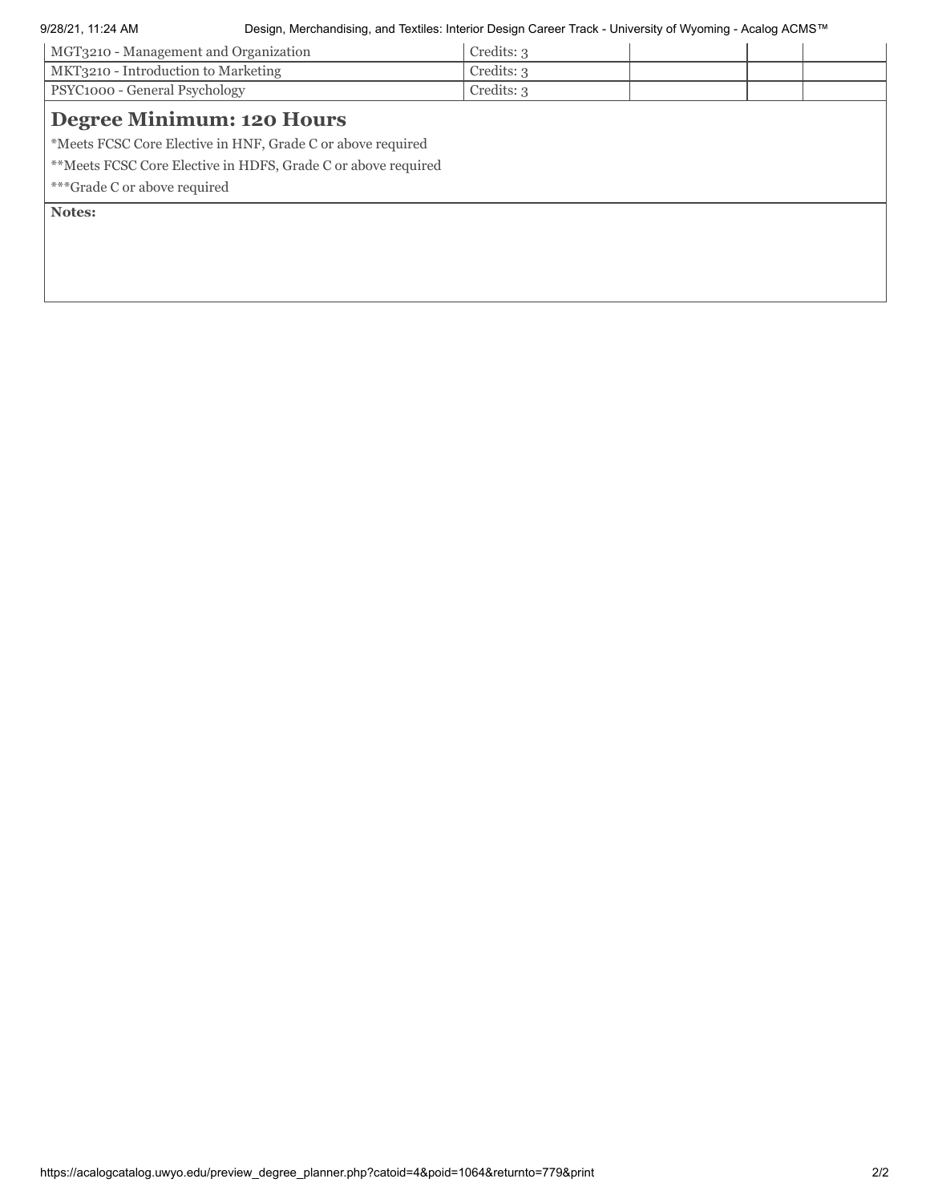| | | | | |
|---|---|---|---|---|
| MGT3210 - Management and Organization | Credits: 3 | | | |
| MKT3210 - Introduction to Marketing | Credits: 3 | | | |
| PSYC1000 - General Psychology | Credits: 3 | | | |

## Degree Minimum: 120 Hours

*Meets FCSC Core Elective in HNF, Grade C or above required

**Meets FCSC Core Elective in HDFS, Grade C or above required

***Grade C or above required

**Notes:**